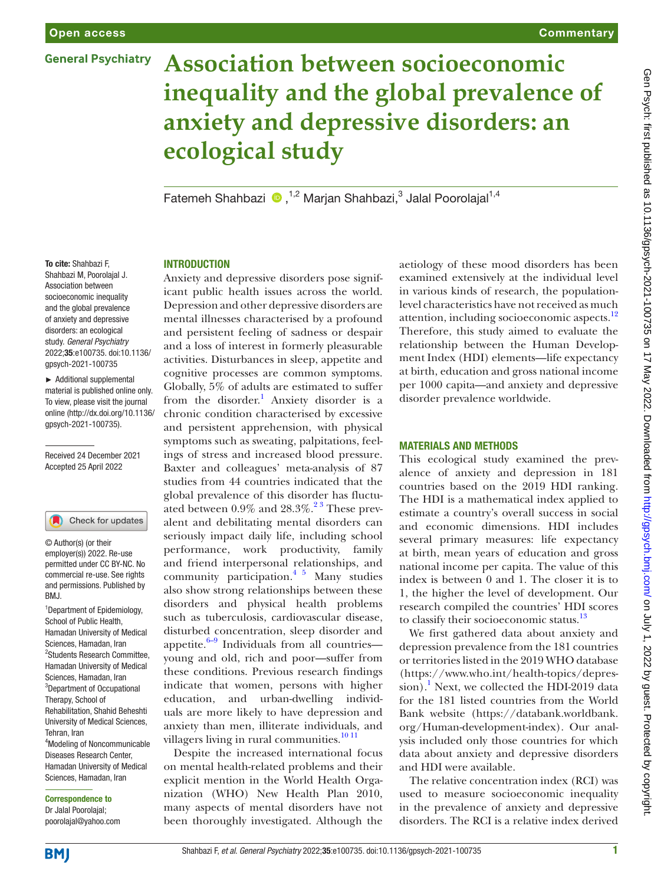Open access | Commentary

General Psychiatry

# Association between socioeconomic inequality and the global prevalence of anxiety and depressive disorders: an ecological study

Fatemeh Shahbazi [1,2] Marjan Shahbazi,[3] Jalal Poorolajal[1,4]

To cite: Shahbazi F, Shahbazi M, Poorolajal J. Association between socioeconomic inequality and the global prevalence of anxiety and depressive disorders: an ecological study. *General Psychiatry* 2022;**35**:e100735. doi:10.1136/gpsych-2021-100735

► Additional supplemental material is published online only. To view, please visit the journal online (http://dx.doi.org/10.1136/gpsych-2021-100735).

Received 24 December 2021
Accepted 25 April 2022

© Author(s) (or their employer(s)) 2022. Re-use permitted under CC BY-NC. No commercial re-use. See rights and permissions. Published by BMJ.

[1]Department of Epidemiology, School of Public Health, Hamadan University of Medical Sciences, Hamadan, Iran
[2]Students Research Committee, Hamadan University of Medical Sciences, Hamadan, Iran
[3]Department of Occupational Therapy, School of Rehabilitation, Shahid Beheshti University of Medical Sciences, Tehran, Iran
[4]Modeling of Noncommunicable Diseases Research Center, Hamadan University of Medical Sciences, Hamadan, Iran

**Correspondence to**
Dr Jalal Poorolajal; poorolajal@yahoo.com

## INTRODUCTION

Anxiety and depressive disorders pose significant public health issues across the world. Depression and other depressive disorders are mental illnesses characterised by a profound and persistent feeling of sadness or despair and a loss of interest in formerly pleasurable activities. Disturbances in sleep, appetite and cognitive processes are common symptoms. Globally, 5% of adults are estimated to suffer from the disorder.[1] Anxiety disorder is a chronic condition characterised by excessive and persistent apprehension, with physical symptoms such as sweating, palpitations, feelings of stress and increased blood pressure. Baxter and colleagues' meta-analysis of 87 studies from 44 countries indicated that the global prevalence of this disorder has fluctuated between 0.9% and 28.3%.[2,3] These prevalent and debilitating mental disorders can seriously impact daily life, including school performance, work productivity, family and friend interpersonal relationships, and community participation.[4,5] Many studies also show strong relationships between these disorders and physical health problems such as tuberculosis, cardiovascular disease, disturbed concentration, sleep disorder and appetite.[6–9] Individuals from all countries—young and old, rich and poor—suffer from these conditions. Previous research findings indicate that women, persons with higher education, and urban-dwelling individuals are more likely to have depression and anxiety than men, illiterate individuals, and villagers living in rural communities.[10,11]

Despite the increased international focus on mental health-related problems and their explicit mention in the World Health Organization (WHO) New Health Plan 2010, many aspects of mental disorders have not been thoroughly investigated. Although the aetiology of these mood disorders has been examined extensively at the individual level in various kinds of research, the population-level characteristics have not received as much attention, including socioeconomic aspects.[12] Therefore, this study aimed to evaluate the relationship between the Human Development Index (HDI) elements—life expectancy at birth, education and gross national income per 1000 capita—and anxiety and depressive disorder prevalence worldwide.

## MATERIALS AND METHODS

This ecological study examined the prevalence of anxiety and depression in 181 countries based on the 2019 HDI ranking. The HDI is a mathematical index applied to estimate a country's overall success in social and economic dimensions. HDI includes several primary measures: life expectancy at birth, mean years of education and gross national income per capita. The value of this index is between 0 and 1. The closer it is to 1, the higher the level of development. Our research compiled the countries' HDI scores to classify their socioeconomic status.[13]

We first gathered data about anxiety and depression prevalence from the 181 countries or territories listed in the 2019 WHO database (https://www.who.int/health-topics/depression).[1] Next, we collected the HDI-2019 data for the 181 listed countries from the World Bank website (https://databank.worldbank.org/Human-development-index). Our analysis included only those countries for which data about anxiety and depressive disorders and HDI were available.

The relative concentration index (RCI) was used to measure socioeconomic inequality in the prevalence of anxiety and depressive disorders. The RCI is a relative index derived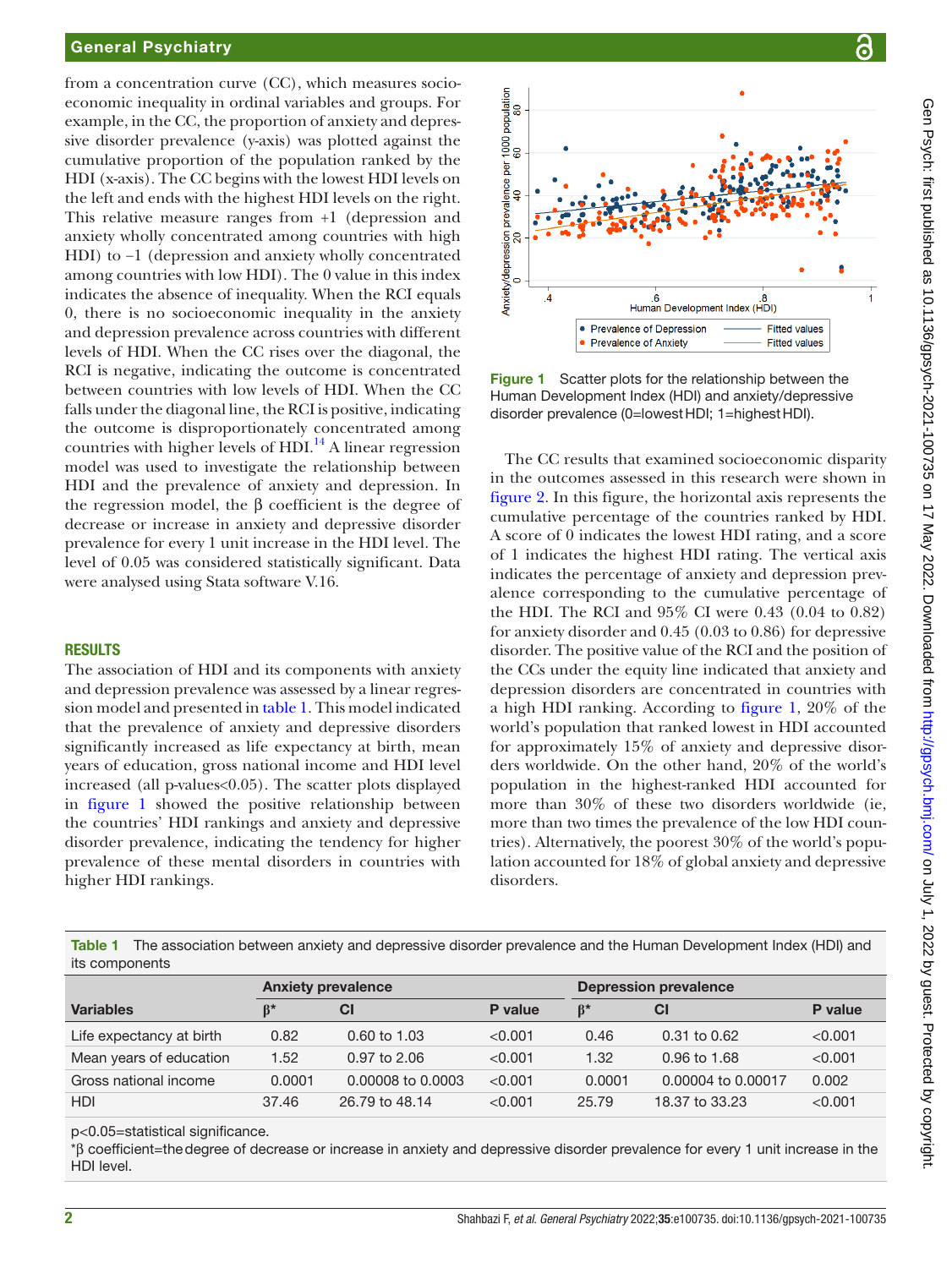from a concentration curve (CC), which measures socioeconomic inequality in ordinal variables and groups. For example, in the CC, the proportion of anxiety and depressive disorder prevalence (y-axis) was plotted against the cumulative proportion of the population ranked by the HDI (x-axis). The CC begins with the lowest HDI levels on the left and ends with the highest HDI levels on the right. This relative measure ranges from +1 (depression and anxiety wholly concentrated among countries with high HDI) to −1 (depression and anxiety wholly concentrated among countries with low HDI). The 0 value in this index indicates the absence of inequality. When the RCI equals 0, there is no socioeconomic inequality in the anxiety and depression prevalence across countries with different levels of HDI. When the CC rises over the diagonal, the RCI is negative, indicating the outcome is concentrated between countries with low levels of HDI. When the CC falls under the diagonal line, the RCI is positive, indicating the outcome is disproportionately concentrated among countries with higher levels of HDI.[14] A linear regression model was used to investigate the relationship between HDI and the prevalence of anxiety and depression. In the regression model, the β coefficient is the degree of decrease or increase in anxiety and depressive disorder prevalence for every 1 unit increase in the HDI level. The level of 0.05 was considered statistically significant. Data were analysed using Stata software V.16.

## RESULTS

The association of HDI and its components with anxiety and depression prevalence was assessed by a linear regression model and presented in table 1. This model indicated that the prevalence of anxiety and depressive disorders significantly increased as life expectancy at birth, mean years of education, gross national income and HDI level increased (all p-values<0.05). The scatter plots displayed in figure 1 showed the positive relationship between the countries' HDI rankings and anxiety and depressive disorder prevalence, indicating the tendency for higher prevalence of these mental disorders in countries with higher HDI rankings.

Figure 1 Scatter plots for the relationship between the Human Development Index (HDI) and anxiety/depressive disorder prevalence (0=lowest HDI; 1=highest HDI).

The CC results that examined socioeconomic disparity in the outcomes assessed in this research were shown in figure 2. In this figure, the horizontal axis represents the cumulative percentage of the countries ranked by HDI. A score of 0 indicates the lowest HDI rating, and a score of 1 indicates the highest HDI rating. The vertical axis indicates the percentage of anxiety and depression prevalence corresponding to the cumulative percentage of the HDI. The RCI and 95% CI were 0.43 (0.04 to 0.82) for anxiety disorder and 0.45 (0.03 to 0.86) for depressive disorder. The positive value of the RCI and the position of the CCs under the equity line indicated that anxiety and depression disorders are concentrated in countries with a high HDI ranking. According to figure 1, 20% of the world's population that ranked lowest in HDI accounted for approximately 15% of anxiety and depressive disorders worldwide. On the other hand, 20% of the world's population in the highest-ranked HDI accounted for more than 30% of these two disorders worldwide (ie, more than two times the prevalence of the low HDI countries). Alternatively, the poorest 30% of the world's population accounted for 18% of global anxiety and depressive disorders.

**Table 1** The association between anxiety and depressive disorder prevalence and the Human Development Index (HDI) and its components

| | Anxiety prevalence | | | Depression prevalence | | |
|---|---|---|---|---|---|---|
| **Variables** | **β*** | **CI** | **P value** | **β*** | **CI** | **P value** |
| Life expectancy at birth | 0.82 | 0.60 to 1.03 | <0.001 | 0.46 | 0.31 to 0.62 | <0.001 |
| Mean years of education | 1.52 | 0.97 to 2.06 | <0.001 | 1.32 | 0.96 to 1.68 | <0.001 |
| Gross national income | 0.0001 | 0.00008 to 0.0003 | <0.001 | 0.0001 | 0.00004 to 0.00017 | 0.002 |
| HDI | 37.46 | 26.79 to 48.14 | <0.001 | 25.79 | 18.37 to 33.23 | <0.001 |

p<0.05=statistical significance.
*β coefficient=the degree of decrease or increase in anxiety and depressive disorder prevalence for every 1 unit increase in the HDI level.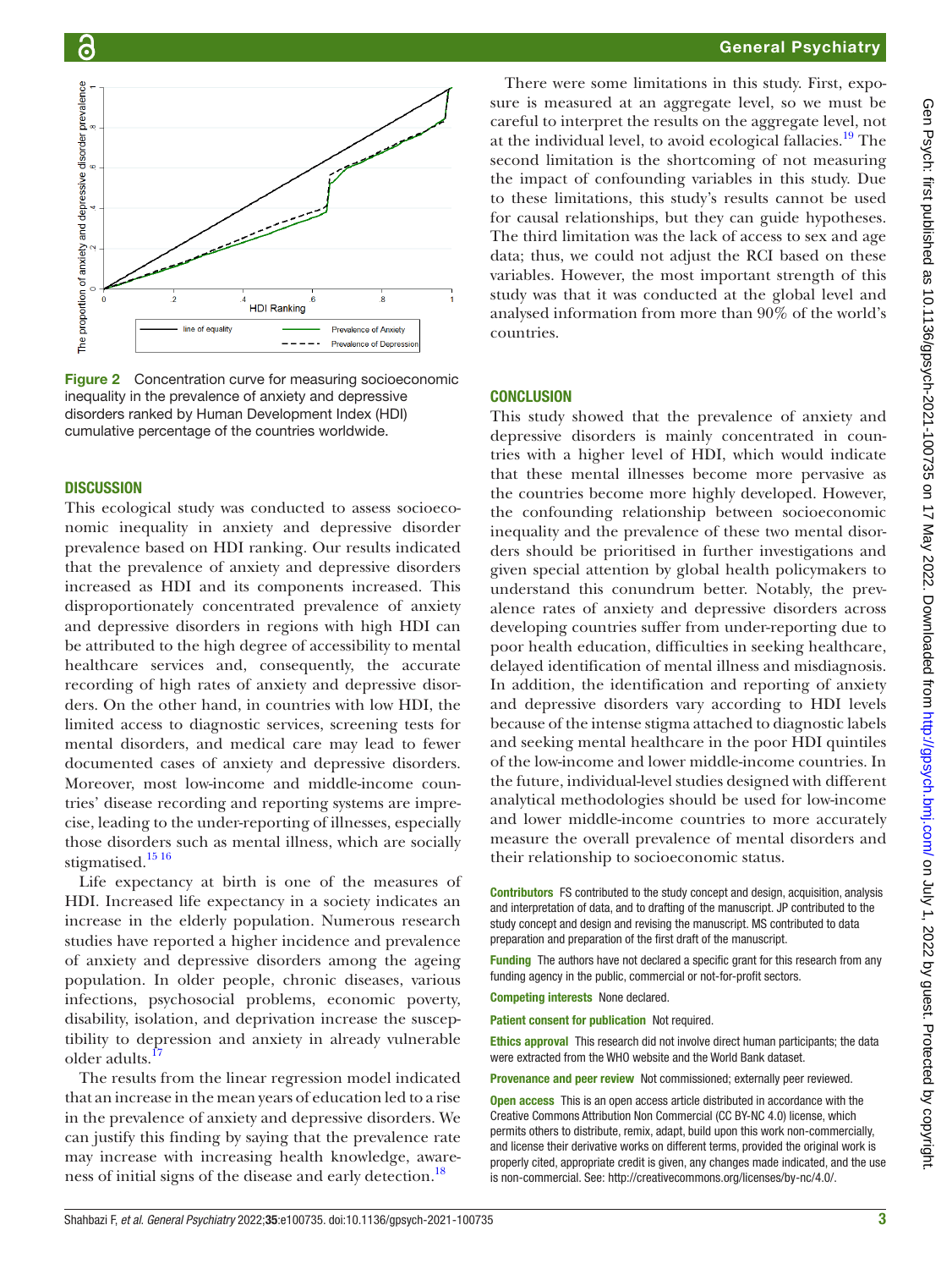Figure 2 Concentration curve for measuring socioeconomic inequality in the prevalence of anxiety and depressive disorders ranked by Human Development Index (HDI) cumulative percentage of the countries worldwide.

## DISCUSSION

This ecological study was conducted to assess socioeconomic inequality in anxiety and depressive disorder prevalence based on HDI ranking. Our results indicated that the prevalence of anxiety and depressive disorders increased as HDI and its components increased. This disproportionately concentrated prevalence of anxiety and depressive disorders in regions with high HDI can be attributed to the high degree of accessibility to mental healthcare services and, consequently, the accurate recording of high rates of anxiety and depressive disorders. On the other hand, in countries with low HDI, the limited access to diagnostic services, screening tests for mental disorders, and medical care may lead to fewer documented cases of anxiety and depressive disorders. Moreover, most low-income and middle-income countries' disease recording and reporting systems are imprecise, leading to the under-reporting of illnesses, especially those disorders such as mental illness, which are socially stigmatised.[15 16]

Life expectancy at birth is one of the measures of HDI. Increased life expectancy in a society indicates an increase in the elderly population. Numerous research studies have reported a higher incidence and prevalence of anxiety and depressive disorders among the ageing population. In older people, chronic diseases, various infections, psychosocial problems, economic poverty, disability, isolation, and deprivation increase the susceptibility to depression and anxiety in already vulnerable older adults.[17]

The results from the linear regression model indicated that an increase in the mean years of education led to a rise in the prevalence of anxiety and depressive disorders. We can justify this finding by saying that the prevalence rate may increase with increasing health knowledge, awareness of initial signs of the disease and early detection.[18]

There were some limitations in this study. First, exposure is measured at an aggregate level, so we must be careful to interpret the results on the aggregate level, not at the individual level, to avoid ecological fallacies.[19] The second limitation is the shortcoming of not measuring the impact of confounding variables in this study. Due to these limitations, this study's results cannot be used for causal relationships, but they can guide hypotheses. The third limitation was the lack of access to sex and age data; thus, we could not adjust the RCI based on these variables. However, the most important strength of this study was that it was conducted at the global level and analysed information from more than 90% of the world's countries.

## CONCLUSION

This study showed that the prevalence of anxiety and depressive disorders is mainly concentrated in countries with a higher level of HDI, which would indicate that these mental illnesses become more pervasive as the countries become more highly developed. However, the confounding relationship between socioeconomic inequality and the prevalence of these two mental disorders should be prioritised in further investigations and given special attention by global health policymakers to understand this conundrum better. Notably, the prevalence rates of anxiety and depressive disorders across developing countries suffer from under-reporting due to poor health education, difficulties in seeking healthcare, delayed identification of mental illness and misdiagnosis. In addition, the identification and reporting of anxiety and depressive disorders vary according to HDI levels because of the intense stigma attached to diagnostic labels and seeking mental healthcare in the poor HDI quintiles of the low-income and lower middle-income countries. In the future, individual-level studies designed with different analytical methodologies should be used for low-income and lower middle-income countries to more accurately measure the overall prevalence of mental disorders and their relationship to socioeconomic status.

**Contributors** FS contributed to the study concept and design, acquisition, analysis and interpretation of data, and to drafting of the manuscript. JP contributed to the study concept and design and revising the manuscript. MS contributed to data preparation and preparation of the first draft of the manuscript.

**Funding** The authors have not declared a specific grant for this research from any funding agency in the public, commercial or not-for-profit sectors.

**Competing interests** None declared.

**Patient consent for publication** Not required.

**Ethics approval** This research did not involve direct human participants; the data were extracted from the WHO website and the World Bank dataset.

**Provenance and peer review** Not commissioned; externally peer reviewed.

**Open access** This is an open access article distributed in accordance with the Creative Commons Attribution Non Commercial (CC BY-NC 4.0) license, which permits others to distribute, remix, adapt, build upon this work non-commercially, and license their derivative works on different terms, provided the original work is properly cited, appropriate credit is given, any changes made indicated, and the use is non-commercial. See: http://creativecommons.org/licenses/by-nc/4.0/.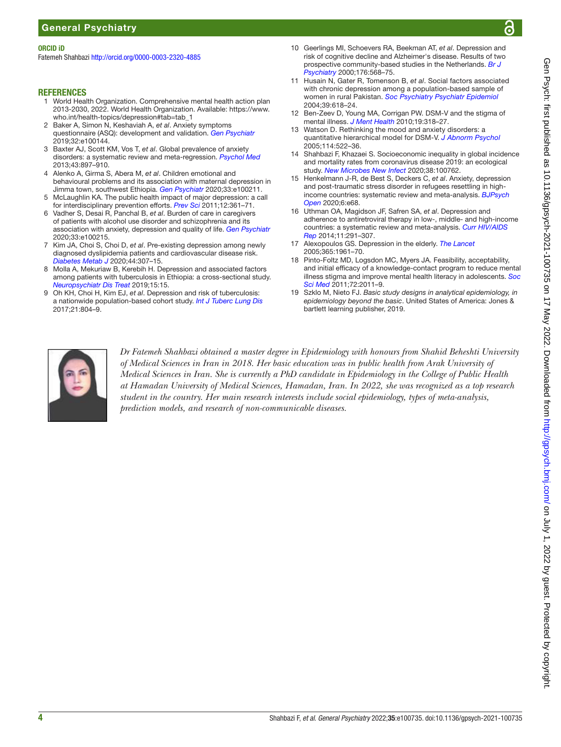## ORCID iD

Fatemeh Shahbazi http://orcid.org/0000-0003-2320-4885

## REFERENCES

1. World Health Organization. Comprehensive mental health action plan 2013-2030, 2022. World Health Organization. Available: https://www.who.int/health-topics/depression#tab=tab_1
2. Baker A, Simon N, Keshaviah A, *et al*. Anxiety symptoms questionnaire (ASQ): development and validation. *Gen Psychiatr* 2019;32:e100144.
3. Baxter AJ, Scott KM, Vos T, *et al*. Global prevalence of anxiety disorders: a systematic review and meta-regression. *Psychol Med* 2013;43:897–910.
4. Alenko A, Girma S, Abera M, *et al*. Children emotional and behavioural problems and its association with maternal depression in Jimma town, southwest Ethiopia. *Gen Psychiatr* 2020;33:e100211.
5. McLaughlin KA. The public health impact of major depression: a call for interdisciplinary prevention efforts. *Prev Sci* 2011;12:361–71.
6. Vadher S, Desai R, Panchal B, *et al*. Burden of care in caregivers of patients with alcohol use disorder and schizophrenia and its association with anxiety, depression and quality of life. *Gen Psychiatr* 2020;33:e100215.
7. Kim JA, Choi S, Choi D, *et al*. Pre-existing depression among newly diagnosed dyslipidemia patients and cardiovascular disease risk. *Diabetes Metab J* 2020;44:307–15.
8. Molla A, Mekuriaw B, Kerebih H. Depression and associated factors among patients with tuberculosis in Ethiopia: a cross-sectional study. *Neuropsychiatr Dis Treat* 2019;15:15.
9. Oh KH, Choi H, Kim EJ, *et al*. Depression and risk of tuberculosis: a nationwide population-based cohort study. *Int J Tuberc Lung Dis* 2017;21:804–9.
10. Geerlings MI, Schoevers RA, Beekman AT, *et al*. Depression and risk of cognitive decline and Alzheimer's disease. Results of two prospective community-based studies in the Netherlands. *Br J Psychiatry* 2000;176:568–75.
11. Husain N, Gater R, Tomenson B, *et al*. Social factors associated with chronic depression among a population-based sample of women in rural Pakistan. *Soc Psychiatry Psychiatr Epidemiol* 2004;39:618–24.
12. Ben-Zeev D, Young MA, Corrigan PW. DSM-V and the stigma of mental illness. *J Ment Health* 2010;19:318–27.
13. Watson D. Rethinking the mood and anxiety disorders: a quantitative hierarchical model for DSM-V. *J Abnorm Psychol* 2005;114:522–36.
14. Shahbazi F, Khazaei S. Socioeconomic inequality in global incidence and mortality rates from coronavirus disease 2019: an ecological study. *New Microbes New Infect* 2020;38:100762.
15. Henkelmann J-R, de Best S, Deckers C, *et al*. Anxiety, depression and post-traumatic stress disorder in refugees resettling in high-income countries: systematic review and meta-analysis. *BJPsych Open* 2020;6:e68.
16. Uthman OA, Magidson JF, Safren SA, *et al*. Depression and adherence to antiretroviral therapy in low-, middle- and high-income countries: a systematic review and meta-analysis. *Curr HIV/AIDS Rep* 2014;11:291–307.
17. Alexopoulos GS. Depression in the elderly. *The Lancet* 2005;365:1961–70.
18. Pinto-Foltz MD, Logsdon MC, Myers JA. Feasibility, acceptability, and initial efficacy of a knowledge-contact program to reduce mental illness stigma and improve mental health literacy in adolescents. *Soc Sci Med* 2011;72:2011–9.
19. Szklo M, Nieto FJ. *Basic study designs in analytical epidemiology, in epidemiology beyond the basic*. United States of America: Jones & bartlett learning publisher, 2019.

*Dr Fatemeh Shahbazi obtained a master degree in Epidemiology with honours from Shahid Beheshti University of Medical Sciences in Iran in 2018. Her basic education was in public health from Arak University of Medical Sciences in Iran. She is currently a PhD candidate in Epidemiology in the College of Public Health at Hamadan University of Medical Sciences, Hamadan, Iran. In 2022, she was recognized as a top research student in the country. Her main research interests include social epidemiology, types of meta-analysis, prediction models, and research of non-communicable diseases.*